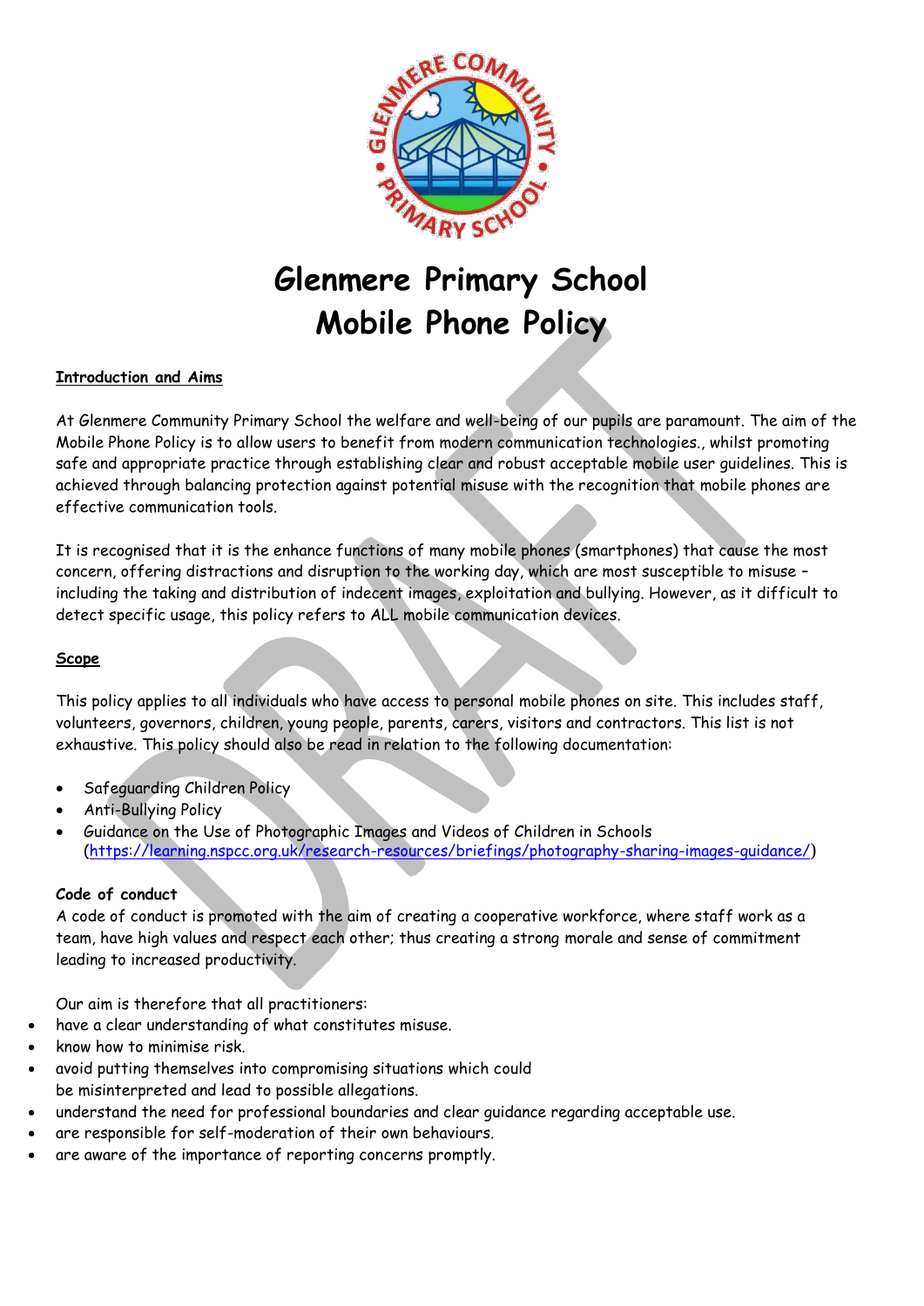# Glenmere Primary School
# Mobile Phone Policy

**Introduction and Aims**

At Glenmere Community Primary School the welfare and well-being of our pupils are paramount. The aim of the Mobile Phone Policy is to allow users to benefit from modern communication technologies., whilst promoting safe and appropriate practice through establishing clear and robust acceptable mobile user guidelines. This is achieved through balancing protection against potential misuse with the recognition that mobile phones are effective communication tools.

It is recognised that it is the enhance functions of many mobile phones (smartphones) that cause the most concern, offering distractions and disruption to the working day, which are most susceptible to misuse – including the taking and distribution of indecent images, exploitation and bullying. However, as it difficult to detect specific usage, this policy refers to ALL mobile communication devices.

**Scope**

This policy applies to all individuals who have access to personal mobile phones on site. This includes staff, volunteers, governors, children, young people, parents, carers, visitors and contractors. This list is not exhaustive. This policy should also be read in relation to the following documentation:

- Safeguarding Children Policy
- Anti-Bullying Policy
- Guidance on the Use of Photographic Images and Videos of Children in Schools (https://learning.nspcc.org.uk/research-resources/briefings/photography-sharing-images-guidance/)

**Code of conduct**

A code of conduct is promoted with the aim of creating a cooperative workforce, where staff work as a team, have high values and respect each other; thus creating a strong morale and sense of commitment leading to increased productivity.

Our aim is therefore that all practitioners:

- have a clear understanding of what constitutes misuse.
- know how to minimise risk.
- avoid putting themselves into compromising situations which could be misinterpreted and lead to possible allegations.
- understand the need for professional boundaries and clear guidance regarding acceptable use.
- are responsible for self-moderation of their own behaviours.
- are aware of the importance of reporting concerns promptly.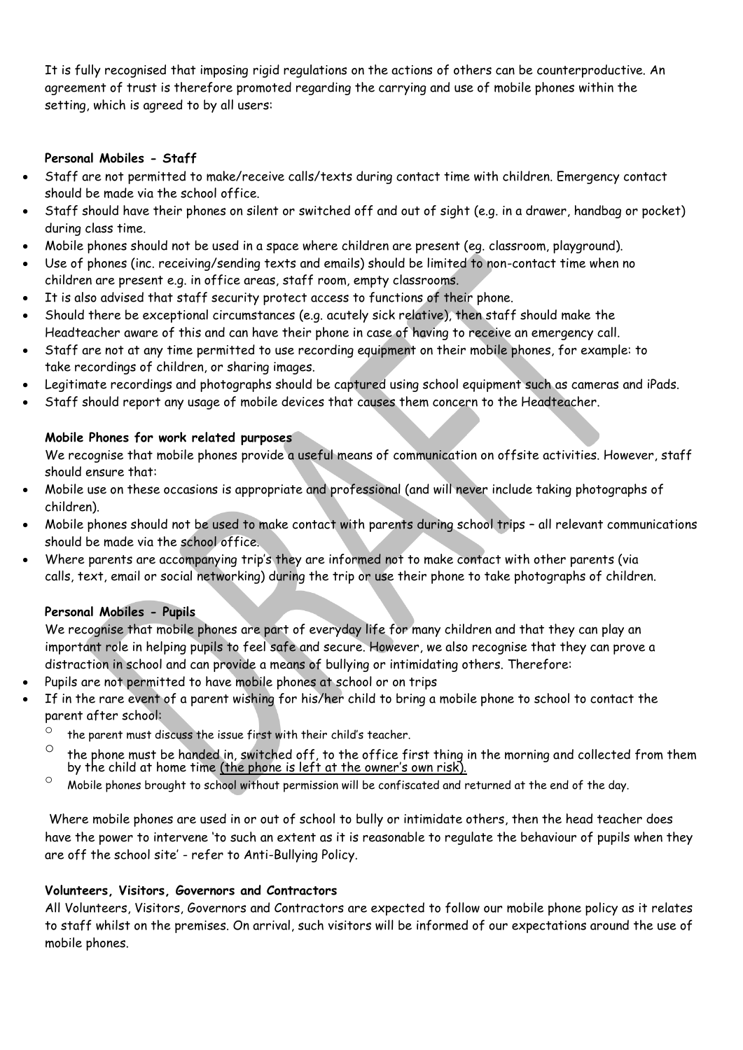It is fully recognised that imposing rigid regulations on the actions of others can be counterproductive. An agreement of trust is therefore promoted regarding the carrying and use of mobile phones within the setting, which is agreed to by all users:

**Personal Mobiles - Staff**

- Staff are not permitted to make/receive calls/texts during contact time with children. Emergency contact should be made via the school office.
- Staff should have their phones on silent or switched off and out of sight (e.g. in a drawer, handbag or pocket) during class time.
- Mobile phones should not be used in a space where children are present (eg. classroom, playground).
- Use of phones (inc. receiving/sending texts and emails) should be limited to non-contact time when no children are present e.g. in office areas, staff room, empty classrooms.
- It is also advised that staff security protect access to functions of their phone.
- Should there be exceptional circumstances (e.g. acutely sick relative), then staff should make the Headteacher aware of this and can have their phone in case of having to receive an emergency call.
- Staff are not at any time permitted to use recording equipment on their mobile phones, for example: to take recordings of children, or sharing images.
- Legitimate recordings and photographs should be captured using school equipment such as cameras and iPads.
- Staff should report any usage of mobile devices that causes them concern to the Headteacher.

**Mobile Phones for work related purposes**

We recognise that mobile phones provide a useful means of communication on offsite activities. However, staff should ensure that:

- Mobile use on these occasions is appropriate and professional (and will never include taking photographs of children).
- Mobile phones should not be used to make contact with parents during school trips – all relevant communications should be made via the school office.
- Where parents are accompanying trip's they are informed not to make contact with other parents (via calls, text, email or social networking) during the trip or use their phone to take photographs of children.

**Personal Mobiles - Pupils**

We recognise that mobile phones are part of everyday life for many children and that they can play an important role in helping pupils to feel safe and secure. However, we also recognise that they can prove a distraction in school and can provide a means of bullying or intimidating others. Therefore:

- Pupils are not permitted to have mobile phones at school or on trips
- If in the rare event of a parent wishing for his/her child to bring a mobile phone to school to contact the parent after school:
  - the parent must discuss the issue first with their child's teacher.
  - the phone must be handed in, switched off, to the office first thing in the morning and collected from them by the child at home time <u>(the phone is left at the owner's own risk)</u>.
  - Mobile phones brought to school without permission will be confiscated and returned at the end of the day.

Where mobile phones are used in or out of school to bully or intimidate others, then the head teacher does have the power to intervene 'to such an extent as it is reasonable to regulate the behaviour of pupils when they are off the school site' - refer to Anti-Bullying Policy.

**Volunteers, Visitors, Governors and Contractors**

All Volunteers, Visitors, Governors and Contractors are expected to follow our mobile phone policy as it relates to staff whilst on the premises. On arrival, such visitors will be informed of our expectations around the use of mobile phones.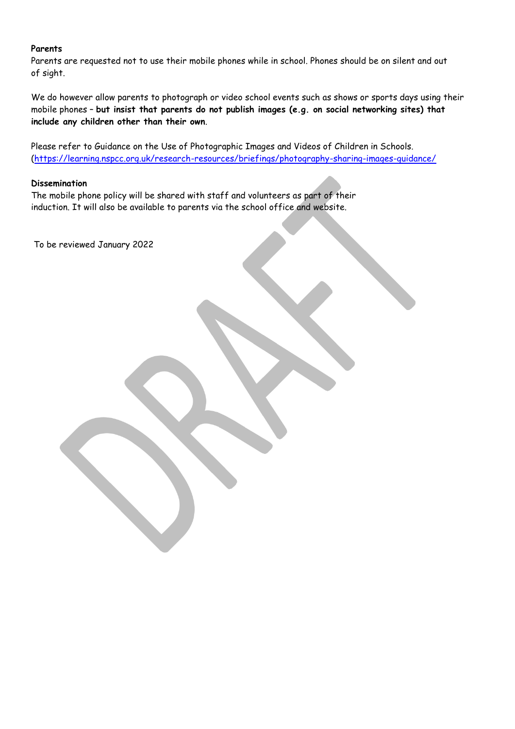**Parents**

Parents are requested not to use their mobile phones while in school. Phones should be on silent and out of sight.

We do however allow parents to photograph or video school events such as shows or sports days using their mobile phones – **but insist that parents do not publish images (e.g. on social networking sites) that include any children other than their own**.

Please refer to Guidance on the Use of Photographic Images and Videos of Children in Schools. (https://learning.nspcc.org.uk/research-resources/briefings/photography-sharing-images-guidance/

**Dissemination**

The mobile phone policy will be shared with staff and volunteers as part of their induction. It will also be available to parents via the school office and website.

To be reviewed January 2022